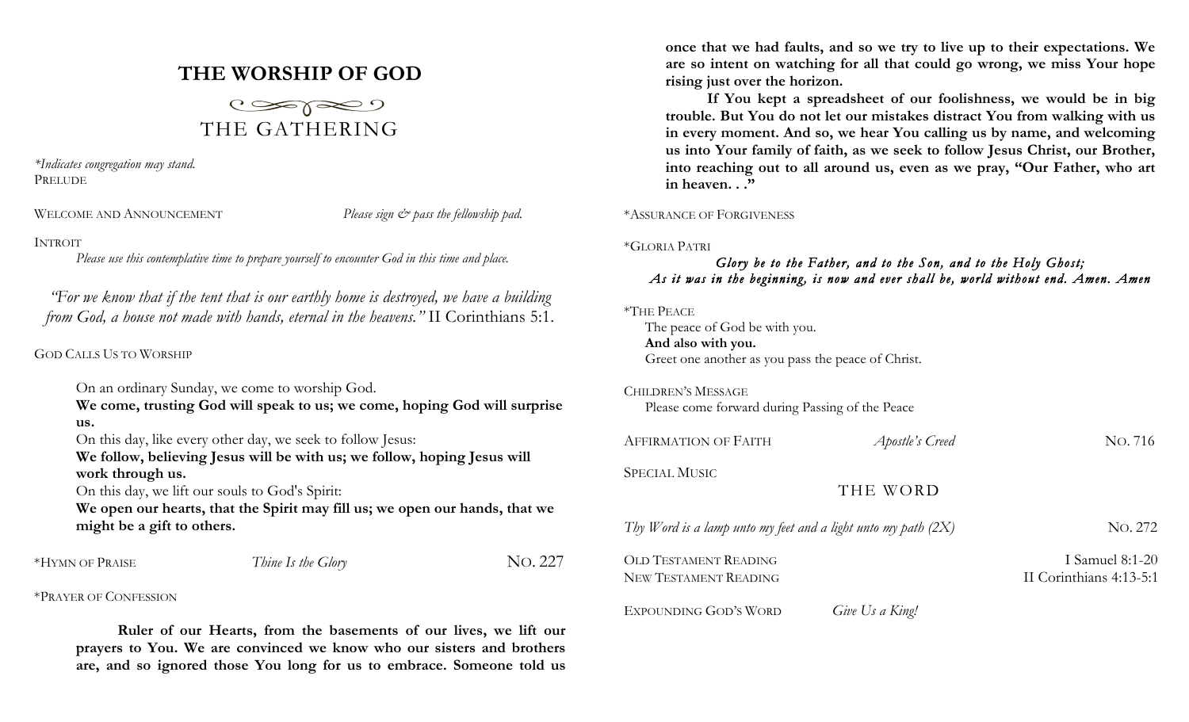# THE WORSHIP OF GOD

## THE GATHERING

*\*Indicates congregation may stand.*

PRELUDE

WELCOME AND ANNOUNCEMENT *Please sign & pass the fellowship pad.*

INTROIT

*Please use this contemplative time to prepare yourself to encounter God in this time and place.*

*"For we know that if the tent that is our earthly home is destroyed, we have a building from God, a house not made with hands, eternal in the heavens."* II Corinthians 5:1.

GOD CALLS US TO WORSHIP

On an ordinary Sunday, we come to worship God.
**We come, trusting God will speak to us; we come, hoping God will surprise us.**
On this day, like every other day, we seek to follow Jesus:
**We follow, believing Jesus will be with us; we follow, hoping Jesus will work through us.**
On this day, we lift our souls to God's Spirit:
**We open our hearts, that the Spirit may fill us; we open our hands, that we might be a gift to others.**

\*HYMN OF PRAISE *Thine Is the Glory* NO. 227

\*PRAYER OF CONFESSION

**Ruler of our Hearts, from the basements of our lives, we lift our prayers to You. We are convinced we know who our sisters and brothers are, and so ignored those You long for us to embrace. Someone told us once that we had faults, and so we try to live up to their expectations. We are so intent on watching for all that could go wrong, we miss Your hope rising just over the horizon.**

**If You kept a spreadsheet of our foolishness, we would be in big trouble. But You do not let our mistakes distract You from walking with us in every moment. And so, we hear You calling us by name, and welcoming us into Your family of faith, as we seek to follow Jesus Christ, our Brother, into reaching out to all around us, even as we pray, "Our Father, who art in heaven. . ."**

\*ASSURANCE OF FORGIVENESS

\*GLORIA PATRI

***Glory be to the Father, and to the Son, and to the Holy Ghost;***
***As it was in the beginning, is now and ever shall be, world without end. Amen. Amen***

\*THE PEACE

The peace of God be with you.
**And also with you.**
Greet one another as you pass the peace of Christ.

CHILDREN'S MESSAGE

Please come forward during Passing of the Peace

AFFIRMATION OF FAITH *Apostle's Creed* NO. 716

SPECIAL MUSIC

## THE WORD

*Thy Word is a lamp unto my feet and a light unto my path (2X)* NO. 272

OLD TESTAMENT READING I Samuel 8:1-20
NEW TESTAMENT READING II Corinthians 4:13-5:1

EXPOUNDING GOD'S WORD *Give Us a King!*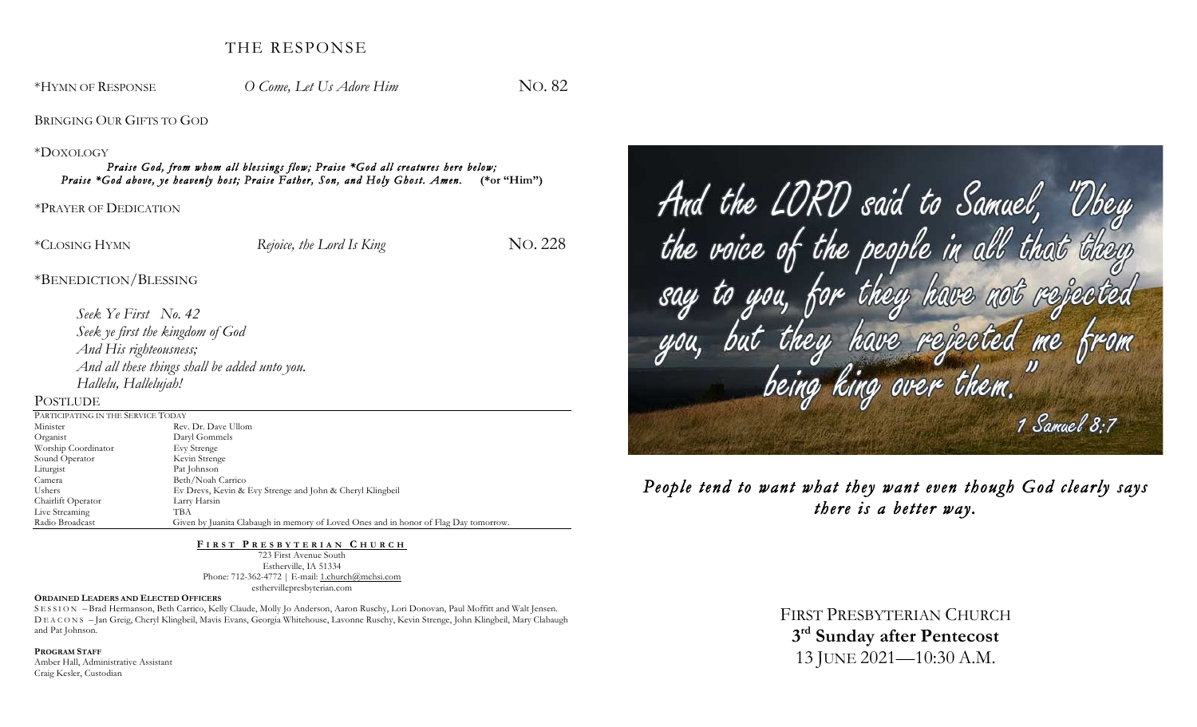## THE RESPONSE

*HYMN OF RESPONSE *O Come, Let Us Adore Him* NO. 82

BRINGING OUR GIFTS TO GOD

*DOXOLOGY

***Praise God, from whom all blessings flow; Praise *God all creatures here below;***
***Praise *God above, ye heavenly host; Praise Father, Son, and Holy Ghost. Amen.*** **(*or "Him")**

*PRAYER OF DEDICATION

*CLOSING HYMN *Rejoice, the Lord Is King* NO. 228

*BENEDICTION/BLESSING

*Seek Ye First No. 42*
*Seek ye first the kingdom of God*
*And His righteousness;*
*And all these things shall be added unto you.*
*Hallelu, Hallelujah!*

POSTLUDE

| PARTICIPATING IN THE SERVICE TODAY | |
|---|---|
| Minister | Rev. Dr. Dave Ullom |
| Organist | Daryl Gommels |
| Worship Coordinator | Evy Strenge |
| Sound Operator | Kevin Strenge |
| Liturgist | Pat Johnson |
| Camera | Beth/Noah Carrico |
| Ushers | Ev Drevs, Kevin & Evy Strenge and John & Cheryl Klingbeil |
| Chairlift Operator | Larry Harsin |
| Live Streaming | TBA |
| Radio Broadcast | Given by Juanita Clabaugh in memory of Loved Ones and in honor of Flag Day tomorrow. |

**FIRST PRESBYTERIAN CHURCH**
723 First Avenue South
Estherville, IA 51334
Phone: 712-362-4772 | E-mail: 1.church@mchsi.com
esthervillepresbyterian.com

**ORDAINED LEADERS AND ELECTED OFFICERS**
SESSION – Brad Hermanson, Beth Carrico, Kelly Claude, Molly Jo Anderson, Aaron Ruschy, Lori Donovan, Paul Moffitt and Walt Jensen.
DEACONS – Jan Greig, Cheryl Klingbeil, Mavis Evans, Georgia Whitehouse, Lavonne Ruschy, Kevin Strenge, John Klingbeil, Mary Clabaugh and Pat Johnson.

**PROGRAM STAFF**
Amber Hall, Administrative Assistant
Craig Kesler, Custodian

And the LORD said to Samuel, "Obey the voice of the people in all that they say to you, for they have not rejected you, but they have rejected me from being king over them."
1 Samuel 8:7

***People tend to want what they want even though God clearly says there is a better way.***

FIRST PRESBYTERIAN CHURCH
**3rd Sunday after Pentecost**
13 JUNE 2021—10:30 A.M.